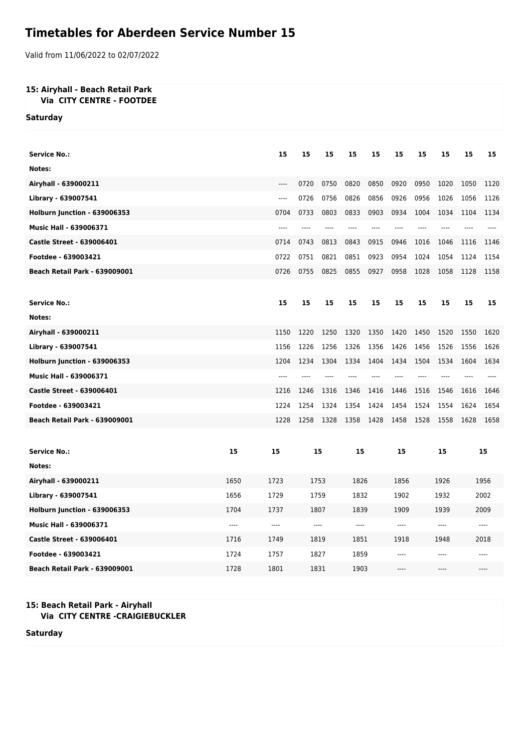# Timetables for Aberdeen Service Number 15

Valid from 11/06/2022 to 02/07/2022

## 15: Airyhall - Beach Retail Park
### Via CITY CENTRE - FOOTDEE

**Saturday**

| Service No.: | 15 | 15 | 15 | 15 | 15 | 15 | 15 | 15 | 15 | 15 |
|---|---|---|---|---|---|---|---|---|---|---|
| Notes: | | | | | | | | | | |
| Airyhall - 639000211 | ---- | 0720 | 0750 | 0820 | 0850 | 0920 | 0950 | 1020 | 1050 | 1120 |
| Library - 639007541 | ---- | 0726 | 0756 | 0826 | 0856 | 0926 | 0956 | 1026 | 1056 | 1126 |
| Holburn Junction - 639006353 | 0704 | 0733 | 0803 | 0833 | 0903 | 0934 | 1004 | 1034 | 1104 | 1134 |
| Music Hall - 639006371 | ---- | ---- | ---- | ---- | ---- | ---- | ---- | ---- | ---- | ---- |
| Castle Street - 639006401 | 0714 | 0743 | 0813 | 0843 | 0915 | 0946 | 1016 | 1046 | 1116 | 1146 |
| Footdee - 639003421 | 0722 | 0751 | 0821 | 0851 | 0923 | 0954 | 1024 | 1054 | 1124 | 1154 |
| Beach Retail Park - 639009001 | 0726 | 0755 | 0825 | 0855 | 0927 | 0958 | 1028 | 1058 | 1128 | 1158 |

| Service No.: | 15 | 15 | 15 | 15 | 15 | 15 | 15 | 15 | 15 | 15 |
|---|---|---|---|---|---|---|---|---|---|---|
| Notes: | | | | | | | | | | |
| Airyhall - 639000211 | 1150 | 1220 | 1250 | 1320 | 1350 | 1420 | 1450 | 1520 | 1550 | 1620 |
| Library - 639007541 | 1156 | 1226 | 1256 | 1326 | 1356 | 1426 | 1456 | 1526 | 1556 | 1626 |
| Holburn Junction - 639006353 | 1204 | 1234 | 1304 | 1334 | 1404 | 1434 | 1504 | 1534 | 1604 | 1634 |
| Music Hall - 639006371 | ---- | ---- | ---- | ---- | ---- | ---- | ---- | ---- | ---- | ---- |
| Castle Street - 639006401 | 1216 | 1246 | 1316 | 1346 | 1416 | 1446 | 1516 | 1546 | 1616 | 1646 |
| Footdee - 639003421 | 1224 | 1254 | 1324 | 1354 | 1424 | 1454 | 1524 | 1554 | 1624 | 1654 |
| Beach Retail Park - 639009001 | 1228 | 1258 | 1328 | 1358 | 1428 | 1458 | 1528 | 1558 | 1628 | 1658 |

| Service No.: | 15 | 15 | 15 | 15 | 15 | 15 | 15 |
|---|---|---|---|---|---|---|---|
| Notes: | | | | | | | |
| Airyhall - 639000211 | 1650 | 1723 | 1753 | 1826 | 1856 | 1926 | 1956 |
| Library - 639007541 | 1656 | 1729 | 1759 | 1832 | 1902 | 1932 | 2002 |
| Holburn Junction - 639006353 | 1704 | 1737 | 1807 | 1839 | 1909 | 1939 | 2009 |
| Music Hall - 639006371 | ---- | ---- | ---- | ---- | ---- | ---- | ---- |
| Castle Street - 639006401 | 1716 | 1749 | 1819 | 1851 | 1918 | 1948 | 2018 |
| Footdee - 639003421 | 1724 | 1757 | 1827 | 1859 | ---- | ---- | ---- |
| Beach Retail Park - 639009001 | 1728 | 1801 | 1831 | 1903 | ---- | ---- | ---- |

## 15: Beach Retail Park - Airyhall
### Via CITY CENTRE -CRAIGIEBUCKLER

**Saturday**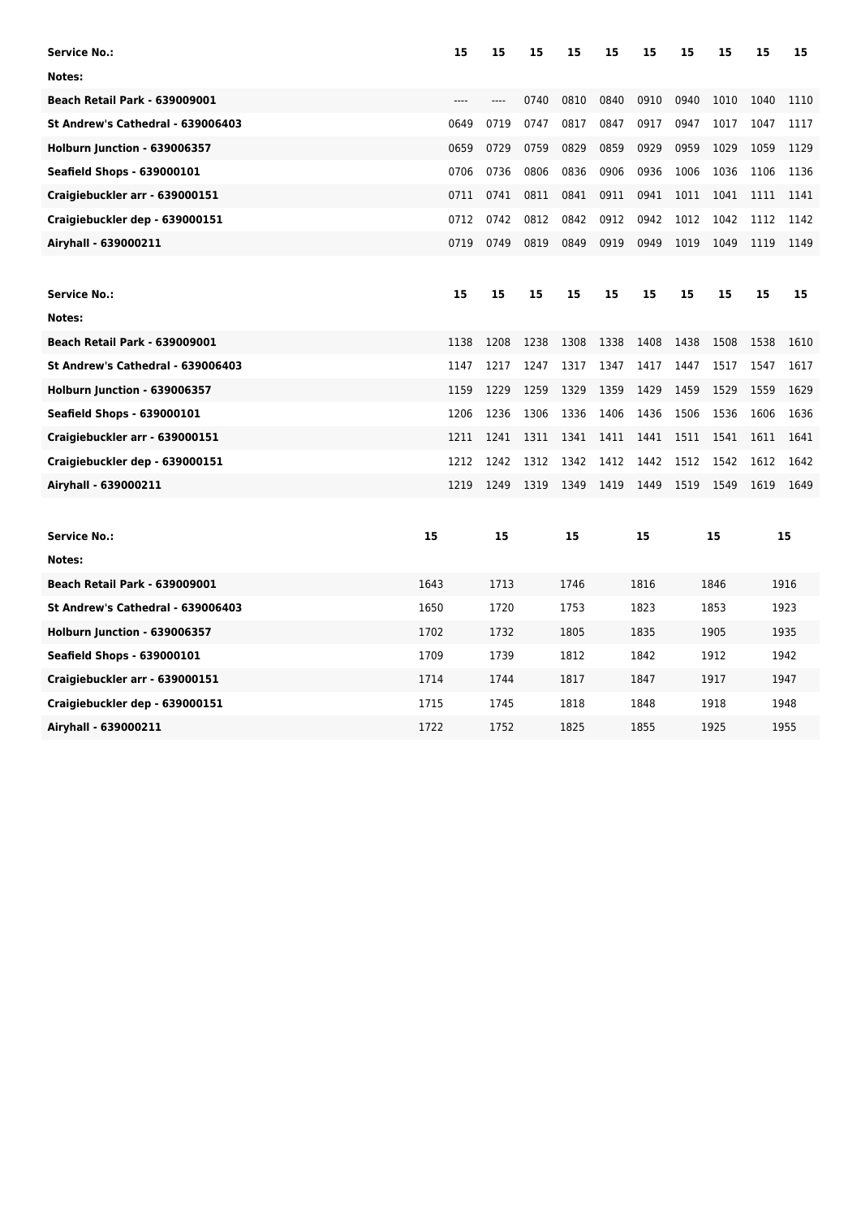| Service No.: | 15 | 15 | 15 | 15 | 15 | 15 | 15 | 15 | 15 | 15 |
|---|---|---|---|---|---|---|---|---|---|---|
| Notes: | | | | | | | | | | |
| Beach Retail Park - 639009001 | ---- | ---- | 0740 | 0810 | 0840 | 0910 | 0940 | 1010 | 1040 | 1110 |
| St Andrew's Cathedral - 639006403 | 0649 | 0719 | 0747 | 0817 | 0847 | 0917 | 0947 | 1017 | 1047 | 1117 |
| Holburn Junction - 639006357 | 0659 | 0729 | 0759 | 0829 | 0859 | 0929 | 0959 | 1029 | 1059 | 1129 |
| Seafield Shops - 639000101 | 0706 | 0736 | 0806 | 0836 | 0906 | 0936 | 1006 | 1036 | 1106 | 1136 |
| Craigiebuckler arr - 639000151 | 0711 | 0741 | 0811 | 0841 | 0911 | 0941 | 1011 | 1041 | 1111 | 1141 |
| Craigiebuckler dep - 639000151 | 0712 | 0742 | 0812 | 0842 | 0912 | 0942 | 1012 | 1042 | 1112 | 1142 |
| Airyhall - 639000211 | 0719 | 0749 | 0819 | 0849 | 0919 | 0949 | 1019 | 1049 | 1119 | 1149 |

| Service No.: | 15 | 15 | 15 | 15 | 15 | 15 | 15 | 15 | 15 | 15 |
|---|---|---|---|---|---|---|---|---|---|---|
| Notes: | | | | | | | | | | |
| Beach Retail Park - 639009001 | 1138 | 1208 | 1238 | 1308 | 1338 | 1408 | 1438 | 1508 | 1538 | 1610 |
| St Andrew's Cathedral - 639006403 | 1147 | 1217 | 1247 | 1317 | 1347 | 1417 | 1447 | 1517 | 1547 | 1617 |
| Holburn Junction - 639006357 | 1159 | 1229 | 1259 | 1329 | 1359 | 1429 | 1459 | 1529 | 1559 | 1629 |
| Seafield Shops - 639000101 | 1206 | 1236 | 1306 | 1336 | 1406 | 1436 | 1506 | 1536 | 1606 | 1636 |
| Craigiebuckler arr - 639000151 | 1211 | 1241 | 1311 | 1341 | 1411 | 1441 | 1511 | 1541 | 1611 | 1641 |
| Craigiebuckler dep - 639000151 | 1212 | 1242 | 1312 | 1342 | 1412 | 1442 | 1512 | 1542 | 1612 | 1642 |
| Airyhall - 639000211 | 1219 | 1249 | 1319 | 1349 | 1419 | 1449 | 1519 | 1549 | 1619 | 1649 |

| Service No.: | 15 | 15 | 15 | 15 | 15 | 15 |
|---|---|---|---|---|---|---|
| Notes: | | | | | | |
| Beach Retail Park - 639009001 | 1643 | 1713 | 1746 | 1816 | 1846 | 1916 |
| St Andrew's Cathedral - 639006403 | 1650 | 1720 | 1753 | 1823 | 1853 | 1923 |
| Holburn Junction - 639006357 | 1702 | 1732 | 1805 | 1835 | 1905 | 1935 |
| Seafield Shops - 639000101 | 1709 | 1739 | 1812 | 1842 | 1912 | 1942 |
| Craigiebuckler arr - 639000151 | 1714 | 1744 | 1817 | 1847 | 1917 | 1947 |
| Craigiebuckler dep - 639000151 | 1715 | 1745 | 1818 | 1848 | 1918 | 1948 |
| Airyhall - 639000211 | 1722 | 1752 | 1825 | 1855 | 1925 | 1955 |